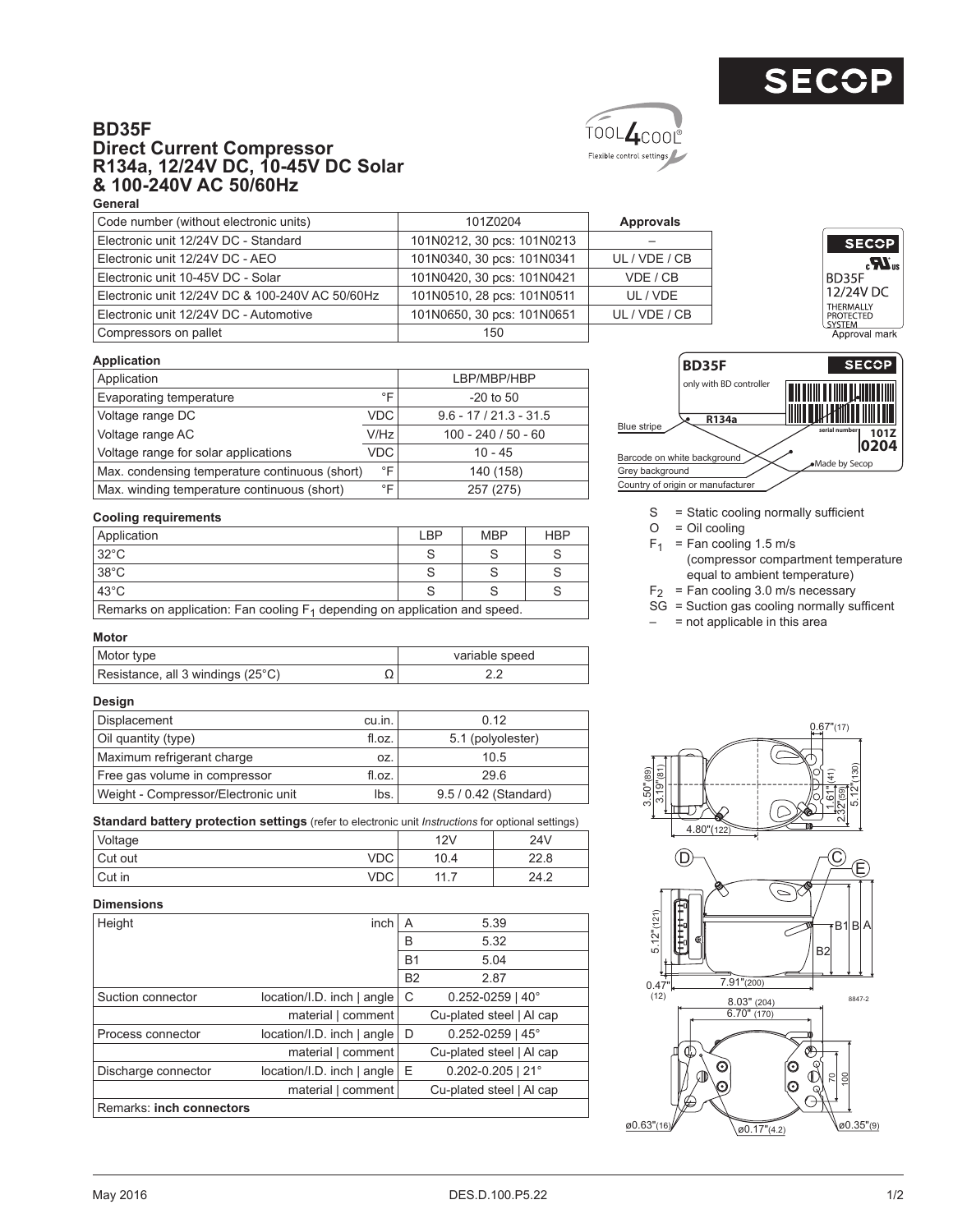# BD35F
## Direct Current Compressor
## R134a, 12/24V DC, 10-45V DC Solar & 100-240V AC 50/60Hz

### General

| Code number (without electronic units) | 101Z0204 | Approvals |
|---|---|---|
| Electronic unit 12/24V DC - Standard | 101N0212, 30 pcs: 101N0213 | – |
| Electronic unit 12/24V DC - AEO | 101N0340, 30 pcs: 101N0341 | UL / VDE / CB |
| Electronic unit 10-45V DC - Solar | 101N0420, 30 pcs: 101N0421 | VDE / CB |
| Electronic unit 12/24V DC & 100-240V AC 50/60Hz | 101N0510, 28 pcs: 101N0511 | UL / VDE |
| Electronic unit 12/24V DC - Automotive | 101N0650, 30 pcs: 101N0651 | UL / VDE / CB |
| Compressors on pallet | 150 | |

Approval mark: SECOP, cULus, BD35F 12/24V DC, THERMALLY PROTECTED SYSTEM

### Application

| Application | | LBP/MBP/HBP |
|---|---|---|
| Evaporating temperature | °F | -20 to 50 |
| Voltage range DC | VDC | 9.6 - 17 / 21.3 - 31.5 |
| Voltage range AC | V/Hz | 100 - 240 / 50 - 60 |
| Voltage range for solar applications | VDC | 10 - 45 |
| Max. condensing temperature continuous (short) | °F | 140 (158) |
| Max. winding temperature continuous (short) | °F | 257 (275) |

Label: BD35F, SECOP, only with BD controller, R134a, serial number, 101Z 0204, Made by Secop; Blue stripe; Barcode on white background; Grey background; Country of origin or manufacturer

### Cooling requirements

| Application | LBP | MBP | HBP |
|---|---|---|---|
| 32°C | S | S | S |
| 38°C | S | S | S |
| 43°C | S | S | S |
| Remarks on application: Fan cooling $F_1$ depending on application and speed. | | | |

- S = Static cooling normally sufficient
- O = Oil cooling
- $F_1$ = Fan cooling 1.5 m/s (compressor compartment temperature equal to ambient temperature)
- $F_2$ = Fan cooling 3.0 m/s necessary
- SG = Suction gas cooling normally sufficent
- – = not applicable in this area

### Motor

| Motor type | | variable speed |
|---|---|---|
| Resistance, all 3 windings (25°C) | Ω | 2.2 |

### Design

| Displacement | cu.in. | 0.12 |
|---|---|---|
| Oil quantity (type) | fl.oz. | 5.1 (polyolester) |
| Maximum refrigerant charge | oz. | 10.5 |
| Free gas volume in compressor | fl.oz. | 29.6 |
| Weight - Compressor/Electronic unit | lbs. | 9.5 / 0.42 (Standard) |

### Standard battery protection settings (refer to electronic unit *Instructions* for optional settings)

| Voltage | | 12V | 24V |
|---|---|---|---|
| Cut out | VDC | 10.4 | 22.8 |
| Cut in | VDC | 11.7 | 24.2 |

### Dimensions

| Height | inch | A | 5.39 |
|---|---|---|---|
| | | B | 5.32 |
| | | B1 | 5.04 |
| | | B2 | 2.87 |
| Suction connector | location/I.D. inch \| angle | C | 0.252-0259 \| 40° |
| | material \| comment | | Cu-plated steel \| Al cap |
| Process connector | location/I.D. inch \| angle | D | 0.252-0259 \| 45° |
| | material \| comment | | Cu-plated steel \| Al cap |
| Discharge connector | location/I.D. inch \| angle | E | 0.202-0.205 \| 21° |
| | material \| comment | | Cu-plated steel \| Al cap |
| Remarks: **inch connectors** | | | |

Drawing dimensions: 0.67"(17); 3.50"(89); 3.19"(81); 1.61"(41); 2.32"(59); 5.12"(130); 4.80"(122); 5.12"(121); 7.91"(200); 0.47"(12); 8.03"(204); 6.70"(170); 70; 100; ø0.63"(16); ø0.17"(4.2); ø0.35"(9); 8847-2

May 2016 DES.D.100.P5.22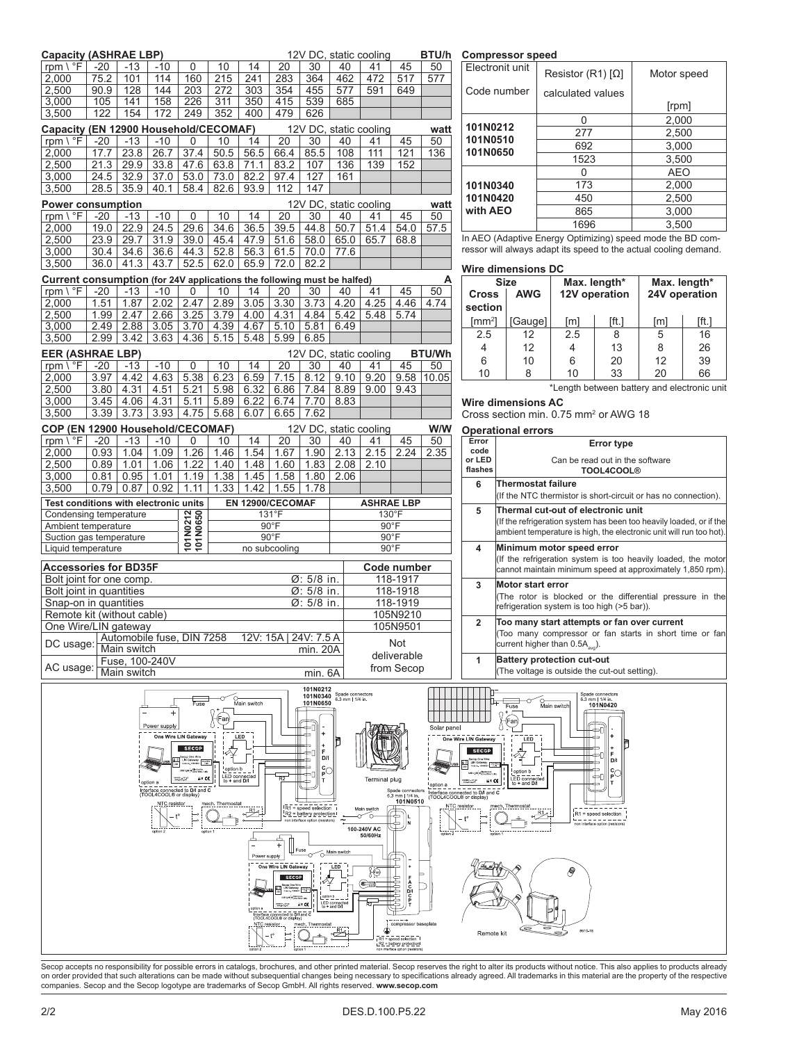## Capacity (ASHRAE LBP) — 12V DC, static cooling — BTU/h

| rpm \ °F | -20 | -13 | -10 | 0 | 10 | 14 | 20 | 30 | 40 | 41 | 45 | 50 |
|---|---|---|---|---|---|---|---|---|---|---|---|---|
| 2,000 | 75.2 | 101 | 114 | 160 | 215 | 241 | 283 | 364 | 462 | 472 | 517 | 577 |
| 2,500 | 90.9 | 128 | 144 | 203 | 272 | 303 | 354 | 455 | 577 | 591 | 649 | |
| 3,000 | 105 | 141 | 158 | 226 | 311 | 350 | 415 | 539 | 685 | | | |
| 3,500 | 122 | 154 | 172 | 249 | 352 | 400 | 479 | 626 | | | | |

## Capacity (EN 12900 Household/CECOMAF) — 12V DC, static cooling — watt

| rpm \ °F | -20 | -13 | -10 | 0 | 10 | 14 | 20 | 30 | 40 | 41 | 45 | 50 |
|---|---|---|---|---|---|---|---|---|---|---|---|---|
| 2,000 | 17.7 | 23.8 | 26.7 | 37.4 | 50.5 | 56.5 | 66.4 | 85.5 | 108 | 111 | 121 | 136 |
| 2,500 | 21.3 | 29.9 | 33.8 | 47.6 | 63.8 | 71.1 | 83.2 | 107 | 136 | 139 | 152 | |
| 3,000 | 24.5 | 32.9 | 37.0 | 53.0 | 73.0 | 82.2 | 97.4 | 127 | 161 | | | |
| 3,500 | 28.5 | 35.9 | 40.1 | 58.4 | 82.6 | 93.9 | 112 | 147 | | | | |

## Power consumption — 12V DC, static cooling — watt

| rpm \ °F | -20 | -13 | -10 | 0 | 10 | 14 | 20 | 30 | 40 | 41 | 45 | 50 |
|---|---|---|---|---|---|---|---|---|---|---|---|---|
| 2,000 | 19.0 | 22.9 | 24.5 | 29.6 | 34.6 | 36.5 | 39.5 | 44.8 | 50.7 | 51.4 | 54.0 | 57.5 |
| 2,500 | 23.9 | 29.7 | 31.9 | 39.0 | 45.4 | 47.9 | 51.6 | 58.0 | 65.0 | 65.7 | 68.8 | |
| 3,000 | 30.4 | 34.6 | 36.6 | 44.3 | 52.8 | 56.3 | 61.5 | 70.0 | 77.6 | | | |
| 3,500 | 36.0 | 41.3 | 43.7 | 52.5 | 62.0 | 65.9 | 72.0 | 82.2 | | | | |

## Current consumption (for 24V applications the following must be halfed) — A

| rpm \ °F | -20 | -13 | -10 | 0 | 10 | 14 | 20 | 30 | 40 | 41 | 45 | 50 |
|---|---|---|---|---|---|---|---|---|---|---|---|---|
| 2,000 | 1.51 | 1.87 | 2.02 | 2.47 | 2.89 | 3.05 | 3.30 | 3.73 | 4.20 | 4.25 | 4.46 | 4.74 |
| 2,500 | 1.99 | 2.47 | 2.66 | 3.25 | 3.79 | 4.00 | 4.31 | 4.84 | 5.42 | 5.48 | 5.74 | |
| 3,000 | 2.49 | 2.88 | 3.05 | 3.70 | 4.39 | 4.67 | 5.10 | 5.81 | 6.49 | | | |
| 3,500 | 2.99 | 3.42 | 3.63 | 4.36 | 5.15 | 5.48 | 5.99 | 6.85 | | | | |

## EER (ASHRAE LBP) — 12V DC, static cooling — BTU/Wh

| rpm \ °F | -20 | -13 | -10 | 0 | 10 | 14 | 20 | 30 | 40 | 41 | 45 | 50 |
|---|---|---|---|---|---|---|---|---|---|---|---|---|
| 2,000 | 3.97 | 4.42 | 4.63 | 5.38 | 6.23 | 6.59 | 7.15 | 8.12 | 9.10 | 9.20 | 9.58 | 10.05 |
| 2,500 | 3.80 | 4.31 | 4.51 | 5.21 | 5.98 | 6.32 | 6.86 | 7.84 | 8.89 | 9.00 | 9.43 | |
| 3,000 | 3.45 | 4.06 | 4.31 | 5.11 | 5.89 | 6.22 | 6.74 | 7.70 | 8.83 | | | |
| 3,500 | 3.39 | 3.73 | 3.93 | 4.75 | 5.68 | 6.07 | 6.65 | 7.62 | | | | |

## COP (EN 12900 Household/CECOMAF) — 12V DC, static cooling — W/W

| rpm \ °F | -20 | -13 | -10 | 0 | 10 | 14 | 20 | 30 | 40 | 41 | 45 | 50 |
|---|---|---|---|---|---|---|---|---|---|---|---|---|
| 2,000 | 0.93 | 1.04 | 1.09 | 1.26 | 1.46 | 1.54 | 1.67 | 1.90 | 2.13 | 2.15 | 2.24 | 2.35 |
| 2,500 | 0.89 | 1.01 | 1.06 | 1.22 | 1.40 | 1.48 | 1.60 | 1.83 | 2.08 | 2.10 | | |
| 3,000 | 0.81 | 0.95 | 1.01 | 1.19 | 1.38 | 1.45 | 1.58 | 1.80 | 2.06 | | | |
| 3,500 | 0.79 | 0.87 | 0.92 | 1.11 | 1.33 | 1.42 | 1.55 | 1.78 | | | | |

| Test conditions with electronic units | | EN 12900/CECOMAF | ASHRAE LBP |
|---|---|---|---|
| Condensing temperature | 101N0212 101N0650 | 131°F | 130°F |
| Ambient temperature | | 90°F | 90°F |
| Suction gas temperature | | 90°F | 90°F |
| Liquid temperature | | no subcooling | 90°F |

| Accessories for BD35F | | | Code number |
|---|---|---|---|
| Bolt joint for one comp. | | Ø: 5/8 in. | 118-1917 |
| Bolt joint in quantities | | Ø: 5/8 in. | 118-1918 |
| Snap-on in quantities | | Ø: 5/8 in. | 118-1919 |
| Remote kit (without cable) | | | 105N9210 |
| One Wire/LIN gateway | | | 105N9501 |
| DC usage: | Automobile fuse, DIN 7258 | 12V: 15A \| 24V: 7.5 A | Not deliverable from Secop |
| | Main switch | min. 20A | |
| AC usage: | Fuse, 100-240V | | |
| | Main switch | min. 6A | |

## Compressor speed

| Electronit unit Code number | Resistor (R1) [Ω] calculated values | Motor speed [rpm] |
|---|---|---|
| 101N0212 101N0510 101N0650 | 0 | 2,000 |
| | 277 | 2,500 |
| | 692 | 3,000 |
| | 1523 | 3,500 |
| 101N0340 101N0420 with AEO | 0 | AEO |
| | 173 | 2,000 |
| | 450 | 2,500 |
| | 865 | 3,000 |
| | 1696 | 3,500 |

In AEO (Adaptive Energy Optimizing) speed mode the BD compressor will always adapt its speed to the actual cooling demand.

## Wire dimensions DC

| Size | | Max. length* 12V operation | | Max. length* 24V operation | |
|---|---|---|---|---|---|
| Cross section [mm²] | AWG [Gauge] | [m] | [ft.] | [m] | [ft.] |
| 2.5 | 12 | 2.5 | 8 | 5 | 16 |
| 4 | 12 | 4 | 13 | 8 | 26 |
| 6 | 10 | 6 | 20 | 12 | 39 |
| 10 | 8 | 10 | 33 | 20 | 66 |

*Length between battery and electronic unit

## Wire dimensions AC

Cross section min. 0.75 mm² or AWG 18

## Operational errors

| Error code or LED flashes | Error type (Can be read out in the software TOOL4COOL®) |
|---|---|
| 6 | **Thermostat failure** (If the NTC thermistor is short-circuit or has no connection). |
| 5 | **Thermal cut-out of electronic unit** (If the refrigeration system has been too heavily loaded, or if the ambient temperature is high, the electronic unit will run too hot). |
| 4 | **Minimum motor speed error** (If the refrigeration system is too heavily loaded, the motor cannot maintain minimum speed at approximately 1,850 rpm). |
| 3 | **Motor start error** (The rotor is blocked or the differential pressure in the refrigeration system is too high (>5 bar)). |
| 2 | **Too many start attempts or fan over current** (Too many compressor or fan starts in short time or fan current higher than $0.5A_{avg}$). |
| 1 | **Battery protection cut-out** (The voltage is outside the cut-out setting). |

101N0212
101N0340
101N0650
Spade connectors 6.3 mm | 1/4 in.
Fuse
Main switch
Power supply
Fan
One Wire LIN Gateway
LED
option a
option b
LED connected to + and D/I
Interface connected to D/I and C (TOOL4COOL® or display)
NTC resistor
mech. Thermostat
option 2
option 1
R1 = speed selection
R2 = battery protection
non interface option (resistors)
Terminal plug
Spade connectors 6.3 mm | 1/4 in.
101N0510
Main switch
100-240V AC 50/60Hz
compressor baseplate
Solar panel
101N0420
Remote kit

Secop accepts no responsibility for possible errors in catalogs, brochures, and other printed material. Secop reserves the right to alter its products without notice. This also applies to products already on order provided that such alterations can be made without subsequential changes being necessary to specifications already agreed. All trademarks in this material are the property of the respective companies. Secop and the Secop logotype are trademarks of Secop GmbH. All rights reserved. www.secop.com